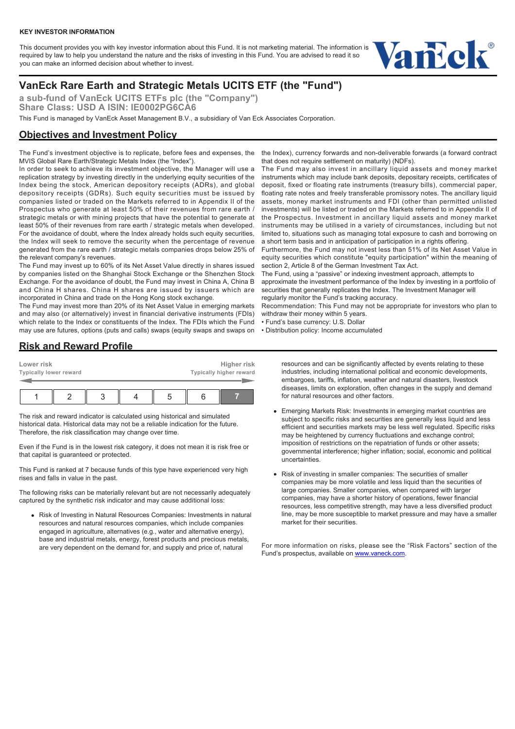**KEY INVESTOR INFORMATION**

This document provides you with key investor information about this Fund. It is not marketing material. The information is required by law to help you understand the nature and the risks of investing in this Fund. You are advised to read it so you can make an informed decision about whether to invest.

# VanEck Rare Earth and Strategic Metals UCITS ETF (the "Fund")

**a sub-fund of VanEck UCITS ETFs plc (the "Company")**
**Share Class: USD A ISIN: IE0002PG6CA6**

This Fund is managed by VanEck Asset Management B.V., a subsidiary of Van Eck Associates Corporation.

## Objectives and Investment Policy

The Fund's investment objective is to replicate, before fees and expenses, the MVIS Global Rare Earth/Strategic Metals Index (the "Index").

In order to seek to achieve its investment objective, the Manager will use a replication strategy by investing directly in the underlying equity securities of the Index being the stock, American depository receipts (ADRs), and global depository receipts (GDRs). Such equity securities must be issued by companies listed or traded on the Markets referred to in Appendix II of the Prospectus who generate at least 50% of their revenues from rare earth / strategic metals or with mining projects that have the potential to generate at least 50% of their revenues from rare earth / strategic metals when developed. For the avoidance of doubt, where the Index already holds such equity securities, the Index will seek to remove the security when the percentage of revenue generated from the rare earth / strategic metals companies drops below 25% of the relevant company's revenues.

The Fund may invest up to 60% of its Net Asset Value directly in shares issued by companies listed on the Shanghai Stock Exchange or the Shenzhen Stock Exchange. For the avoidance of doubt, the Fund may invest in China A, China B and China H shares. China H shares are issued by issuers which are incorporated in China and trade on the Hong Kong stock exchange.

The Fund may invest more than 20% of its Net Asset Value in emerging markets and may also (or alternatively) invest in financial derivative instruments (FDIs) which relate to the Index or constituents of the Index. The FDIs which the Fund may use are futures, options (puts and calls) swaps (equity swaps and swaps on the Index), currency forwards and non-deliverable forwards (a forward contract that does not require settlement on maturity) (NDFs).

The Fund may also invest in ancillary liquid assets and money market instruments which may include bank deposits, depositary receipts, certificates of deposit, fixed or floating rate instruments (treasury bills), commercial paper, floating rate notes and freely transferable promissory notes. The ancillary liquid assets, money market instruments and FDI (other than permitted unlisted investments) will be listed or traded on the Markets referred to in Appendix II of the Prospectus. Investment in ancillary liquid assets and money market instruments may be utilised in a variety of circumstances, including but not limited to, situations such as managing total exposure to cash and borrowing on a short term basis and in anticipation of participation in a rights offering.

Furthermore, the Fund may not invest less than 51% of its Net Asset Value in equity securities which constitute "equity participation" within the meaning of section 2, Article 8 of the German Investment Tax Act.

The Fund, using a "passive" or indexing investment approach, attempts to approximate the investment performance of the Index by investing in a portfolio of securities that generally replicates the Index. The Investment Manager will regularly monitor the Fund's tracking accuracy.

Recommendation: This Fund may not be appropriate for investors who plan to withdraw their money within 5 years.

- Fund's base currency: U.S. Dollar
- Distribution policy: Income accumulated

## Risk and Reward Profile

| Lower risk<br>Typically lower reward | | | | | | Higher risk<br>Typically higher reward |
|---|---|---|---|---|---|---|
| 1 | 2 | 3 | 4 | 5 | 6 | **7** |

The risk and reward indicator is calculated using historical and simulated historical data. Historical data may not be a reliable indication for the future. Therefore, the risk classification may change over time.

Even if the Fund is in the lowest risk category, it does not mean it is risk free or that capital is guaranteed or protected.

This Fund is ranked at 7 because funds of this type have experienced very high rises and falls in value in the past.

The following risks can be materially relevant but are not necessarily adequately captured by the synthetic risk indicator and may cause additional loss:

- Risk of Investing in Natural Resources Companies: Investments in natural resources and natural resources companies, which include companies engaged in agriculture, alternatives (e.g., water and alternative energy), base and industrial metals, energy, forest products and precious metals, are very dependent on the demand for, and supply and price of, natural resources and can be significantly affected by events relating to these industries, including international political and economic developments, embargoes, tariffs, inflation, weather and natural disasters, livestock diseases, limits on exploration, often changes in the supply and demand for natural resources and other factors.
- Emerging Markets Risk: Investments in emerging market countries are subject to specific risks and securities are generally less liquid and less efficient and securities markets may be less well regulated. Specific risks may be heightened by currency fluctuations and exchange control; imposition of restrictions on the repatriation of funds or other assets; governmental interference; higher inflation; social, economic and political uncertainties.
- Risk of investing in smaller companies: The securities of smaller companies may be more volatile and less liquid than the securities of large companies. Smaller companies, when compared with larger companies, may have a shorter history of operations, fewer financial resources, less competitive strength, may have a less diversified product line, may be more susceptible to market pressure and may have a smaller market for their securities.

For more information on risks, please see the "Risk Factors" section of the Fund's prospectus, available on www.vaneck.com.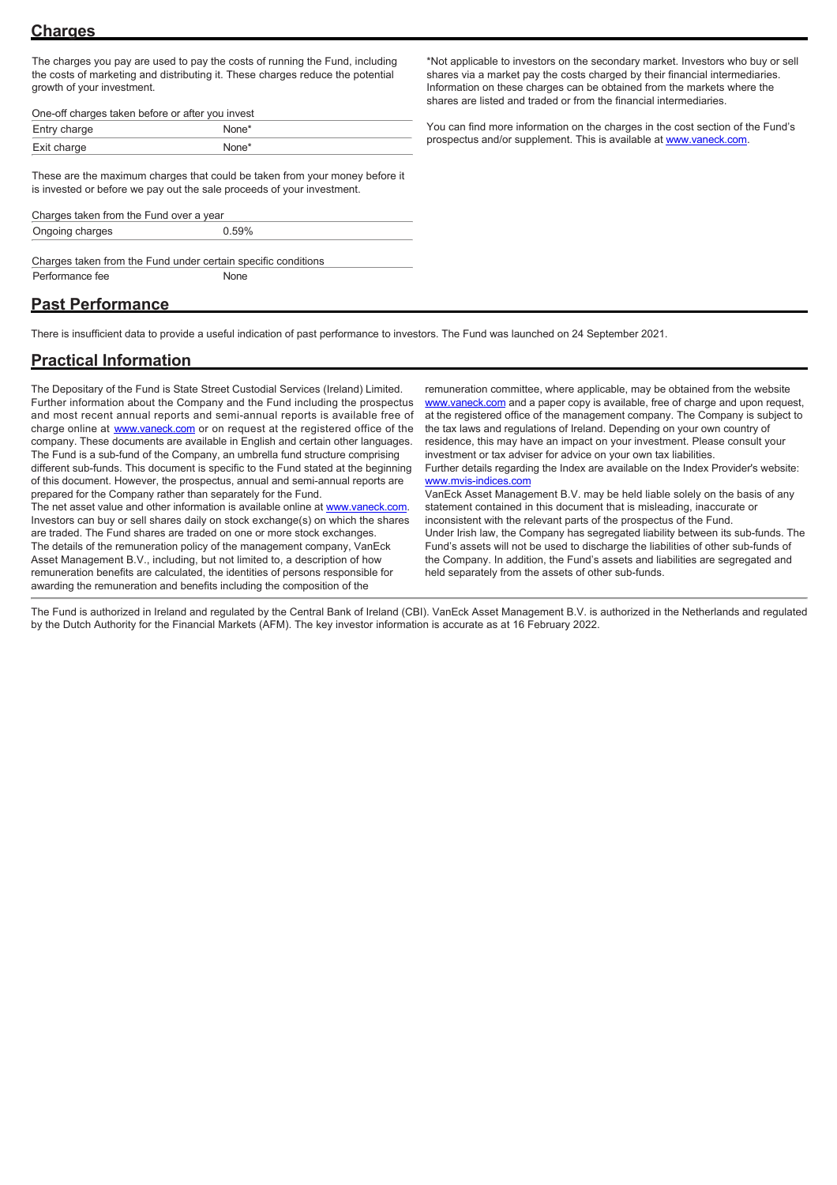## Charges

The charges you pay are used to pay the costs of running the Fund, including the costs of marketing and distributing it. These charges reduce the potential growth of your investment.

| One-off charges taken before or after you invest | |
|---|---|
| Entry charge | None* |
| Exit charge | None* |

These are the maximum charges that could be taken from your money before it is invested or before we pay out the sale proceeds of your investment.

| Charges taken from the Fund over a year | |
|---|---|
| Ongoing charges | 0.59% |

| Charges taken from the Fund under certain specific conditions | |
|---|---|
| Performance fee | None |

*Not applicable to investors on the secondary market. Investors who buy or sell shares via a market pay the costs charged by their financial intermediaries. Information on these charges can be obtained from the markets where the shares are listed and traded or from the financial intermediaries.

You can find more information on the charges in the cost section of the Fund's prospectus and/or supplement. This is available at www.vaneck.com.

## Past Performance

There is insufficient data to provide a useful indication of past performance to investors. The Fund was launched on 24 September 2021.

## Practical Information

The Depositary of the Fund is State Street Custodial Services (Ireland) Limited.
Further information about the Company and the Fund including the prospectus and most recent annual reports and semi-annual reports is available free of charge online at www.vaneck.com or on request at the registered office of the company. These documents are available in English and certain other languages.
The Fund is a sub-fund of the Company, an umbrella fund structure comprising different sub-funds. This document is specific to the Fund stated at the beginning of this document. However, the prospectus, annual and semi-annual reports are prepared for the Company rather than separately for the Fund.
The net asset value and other information is available online at www.vaneck.com.
Investors can buy or sell shares daily on stock exchange(s) on which the shares are traded. The Fund shares are traded on one or more stock exchanges.
The details of the remuneration policy of the management company, VanEck Asset Management B.V., including, but not limited to, a description of how remuneration benefits are calculated, the identities of persons responsible for awarding the remuneration and benefits including the composition of the remuneration committee, where applicable, may be obtained from the website www.vaneck.com and a paper copy is available, free of charge and upon request, at the registered office of the management company. The Company is subject to the tax laws and regulations of Ireland. Depending on your own country of residence, this may have an impact on your investment. Please consult your investment or tax adviser for advice on your own tax liabilities.
Further details regarding the Index are available on the Index Provider's website: www.mvis-indices.com
VanEck Asset Management B.V. may be held liable solely on the basis of any statement contained in this document that is misleading, inaccurate or inconsistent with the relevant parts of the prospectus of the Fund.
Under Irish law, the Company has segregated liability between its sub-funds. The Fund's assets will not be used to discharge the liabilities of other sub-funds of the Company. In addition, the Fund's assets and liabilities are segregated and held separately from the assets of other sub-funds.

The Fund is authorized in Ireland and regulated by the Central Bank of Ireland (CBI). VanEck Asset Management B.V. is authorized in the Netherlands and regulated by the Dutch Authority for the Financial Markets (AFM). The key investor information is accurate as at 16 February 2022.